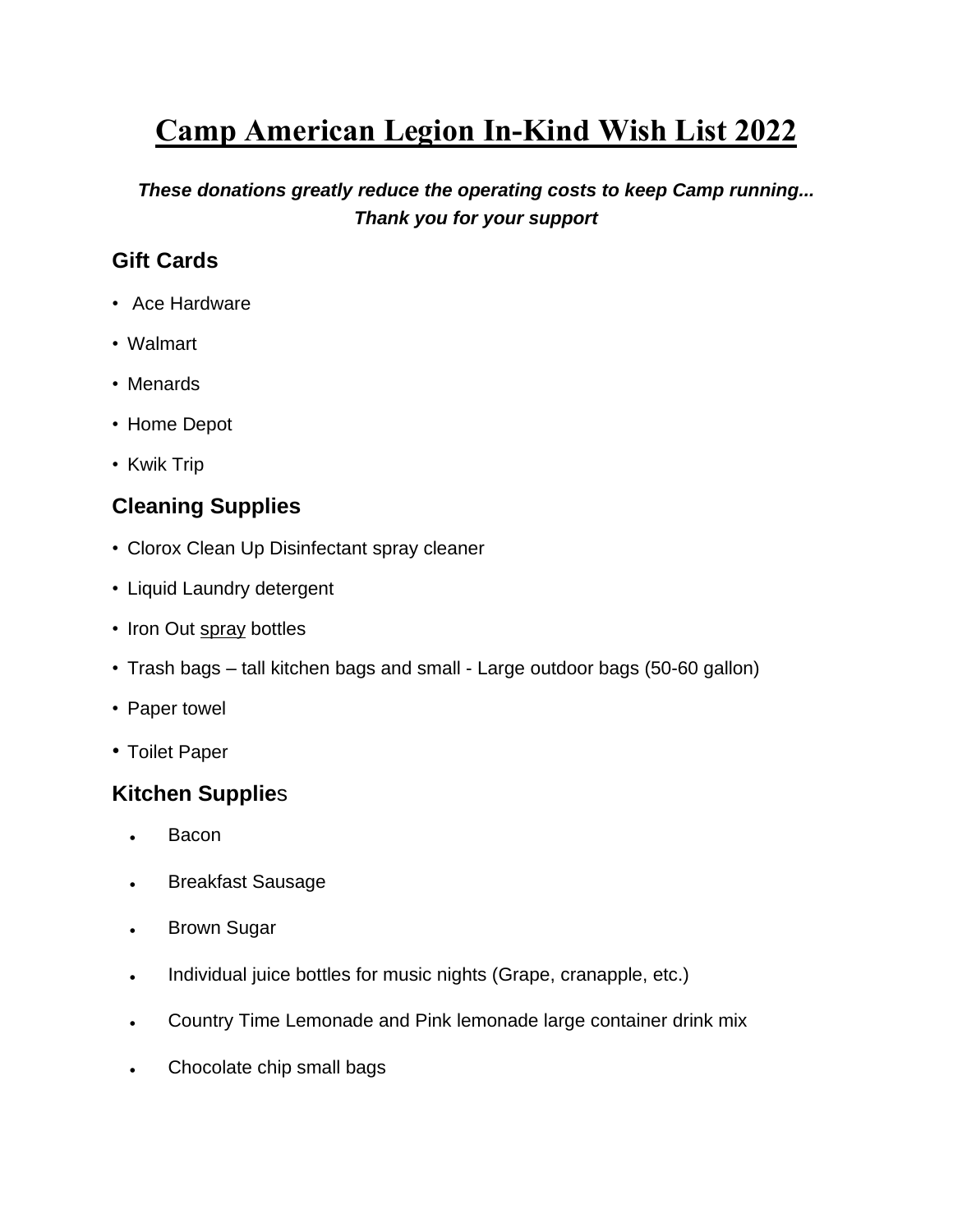# Camp American Legion In-Kind Wish List 2022

***These donations greatly reduce the operating costs to keep Camp running... Thank you for your support***

## Gift Cards

- Ace Hardware
- Walmart
- Menards
- Home Depot
- Kwik Trip

## Cleaning Supplies

- Clorox Clean Up Disinfectant spray cleaner
- Liquid Laundry detergent
- Iron Out <u>spray</u> bottles
- Trash bags – tall kitchen bags and small - Large outdoor bags (50-60 gallon)
- Paper towel
- Toilet Paper

## Kitchen Supplies

- Bacon
- Breakfast Sausage
- Brown Sugar
- Individual juice bottles for music nights (Grape, cranapple, etc.)
- Country Time Lemonade and Pink lemonade large container drink mix
- Chocolate chip small bags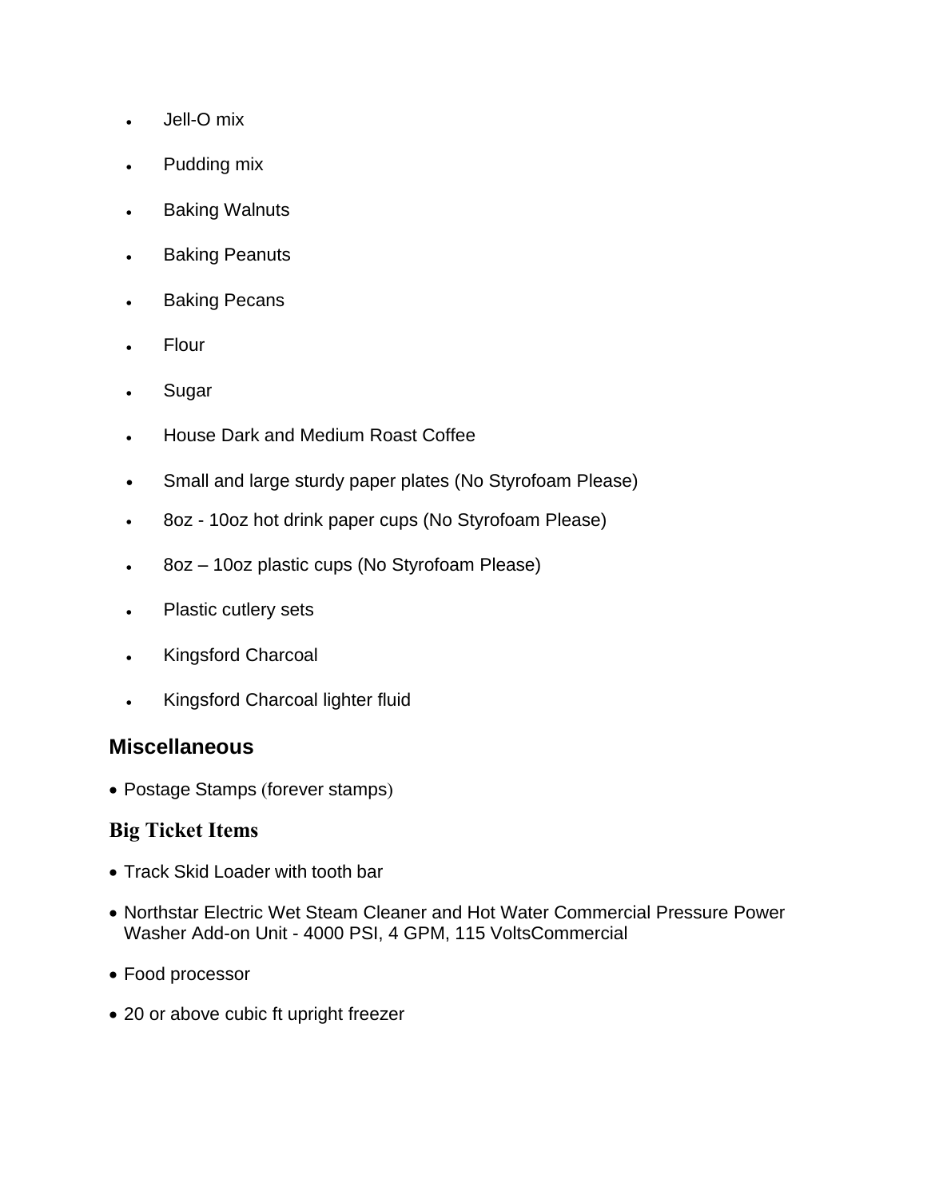- Jell-O mix
- Pudding mix
- Baking Walnuts
- Baking Peanuts
- Baking Pecans
- Flour
- Sugar
- House Dark and Medium Roast Coffee
- Small and large sturdy paper plates (No Styrofoam Please)
- 8oz - 10oz hot drink paper cups (No Styrofoam Please)
- 8oz – 10oz plastic cups (No Styrofoam Please)
- Plastic cutlery sets
- Kingsford Charcoal
- Kingsford Charcoal lighter fluid

## Miscellaneous

- Postage Stamps (forever stamps)

## Big Ticket Items

- Track Skid Loader with tooth bar
- Northstar Electric Wet Steam Cleaner and Hot Water Commercial Pressure Power Washer Add-on Unit - 4000 PSI, 4 GPM, 115 VoltsCommercial
- Food processor
- 20 or above cubic ft upright freezer